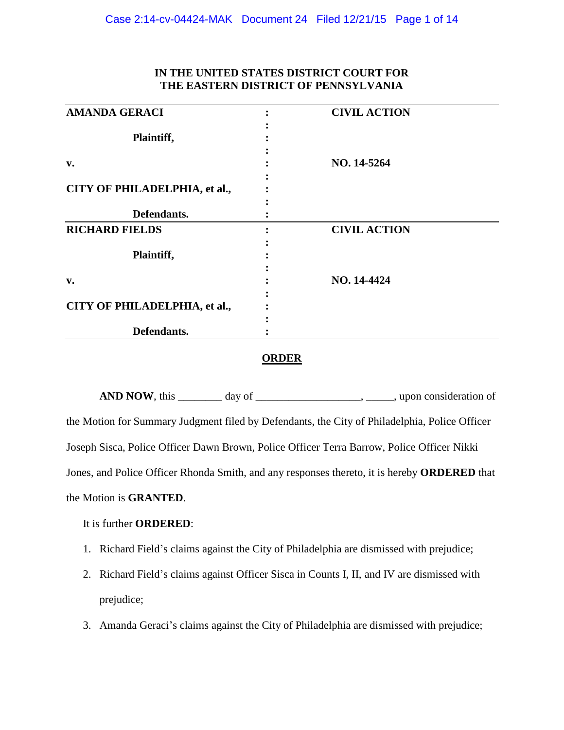**IN THE UNITED STATES DISTRICT COURT FOR THE EASTERN DISTRICT OF PENNSYLVANIA**

| | | |
|---|---|---|
| **AMANDA GERACI** | : | **CIVIL ACTION** |
| **Plaintiff,** | : | |
| **v.** | : | **NO. 14-5264** |
| **CITY OF PHILADELPHIA, et al.,** | : | |
| **Defendants.** | : | |
| **RICHARD FIELDS** | : | **CIVIL ACTION** |
| **Plaintiff,** | : | |
| **v.** | : | **NO. 14-4424** |
| **CITY OF PHILADELPHIA, et al.,** | : | |
| **Defendants.** | : | |

**ORDER**

**AND NOW**, this ________ day of __________________, _____, upon consideration of the Motion for Summary Judgment filed by Defendants, the City of Philadelphia, Police Officer Joseph Sisca, Police Officer Dawn Brown, Police Officer Terra Barrow, Police Officer Nikki Jones, and Police Officer Rhonda Smith, and any responses thereto, it is hereby **ORDERED** that the Motion is **GRANTED**.

It is further **ORDERED**:

1. Richard Field's claims against the City of Philadelphia are dismissed with prejudice;
2. Richard Field's claims against Officer Sisca in Counts I, II, and IV are dismissed with prejudice;
3. Amanda Geraci's claims against the City of Philadelphia are dismissed with prejudice;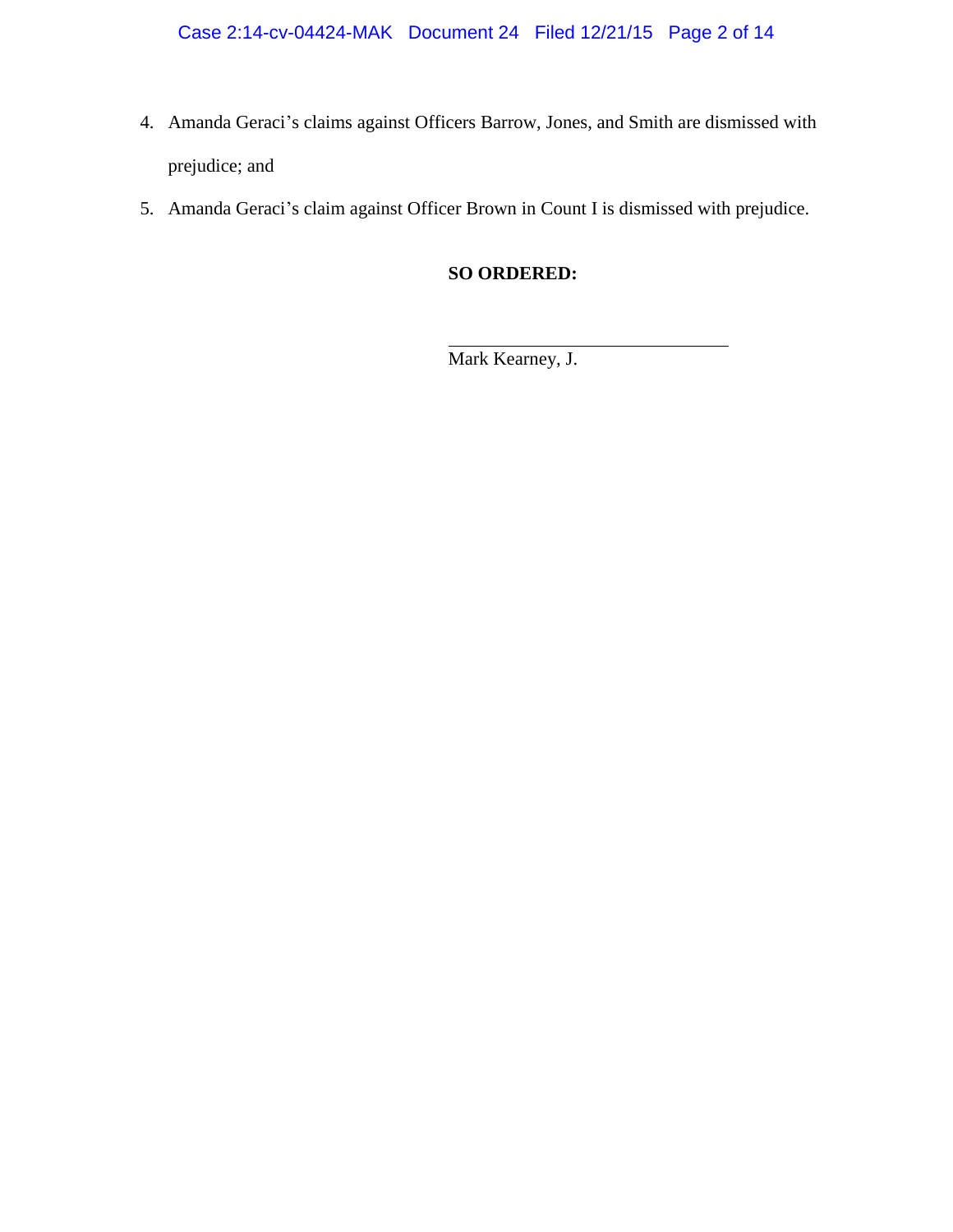4. Amanda Geraci's claims against Officers Barrow, Jones, and Smith are dismissed with prejudice; and
5. Amanda Geraci's claim against Officer Brown in Count I is dismissed with prejudice.

**SO ORDERED:**

\_\_\_\_\_\_\_\_\_\_\_\_\_\_\_\_\_\_\_\_\_\_\_\_\_\_\_\_\_\_\_\_\_

Mark Kearney, J.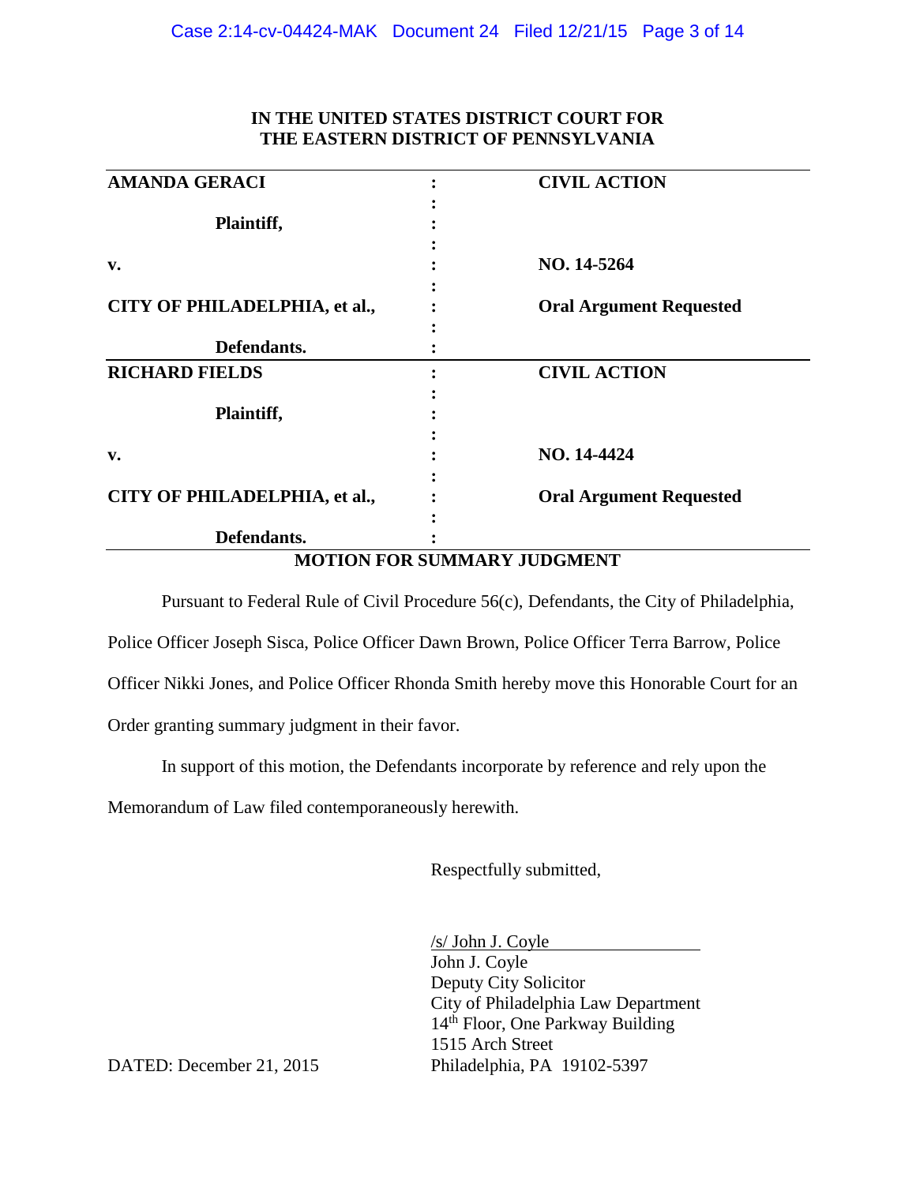**IN THE UNITED STATES DISTRICT COURT FOR**
**THE EASTERN DISTRICT OF PENNSYLVANIA**

| | | |
|---|---|---|
| **AMANDA GERACI** | : | **CIVIL ACTION** |
| **Plaintiff,** | : | |
| **v.** | : | **NO. 14-5264** |
| **CITY OF PHILADELPHIA, et al.,** | : | **Oral Argument Requested** |
| **Defendants.** | : | |
| **RICHARD FIELDS** | : | **CIVIL ACTION** |
| **Plaintiff,** | : | |
| **v.** | : | **NO. 14-4424** |
| **CITY OF PHILADELPHIA, et al.,** | : | **Oral Argument Requested** |
| **Defendants.** | : | |

**MOTION FOR SUMMARY JUDGMENT**

Pursuant to Federal Rule of Civil Procedure 56(c), Defendants, the City of Philadelphia, Police Officer Joseph Sisca, Police Officer Dawn Brown, Police Officer Terra Barrow, Police Officer Nikki Jones, and Police Officer Rhonda Smith hereby move this Honorable Court for an Order granting summary judgment in their favor.

In support of this motion, the Defendants incorporate by reference and rely upon the Memorandum of Law filed contemporaneously herewith.

Respectfully submitted,

/s/ John J. Coyle
John J. Coyle
Deputy City Solicitor
City of Philadelphia Law Department
14th Floor, One Parkway Building
1515 Arch Street
Philadelphia, PA 19102-5397

DATED: December 21, 2015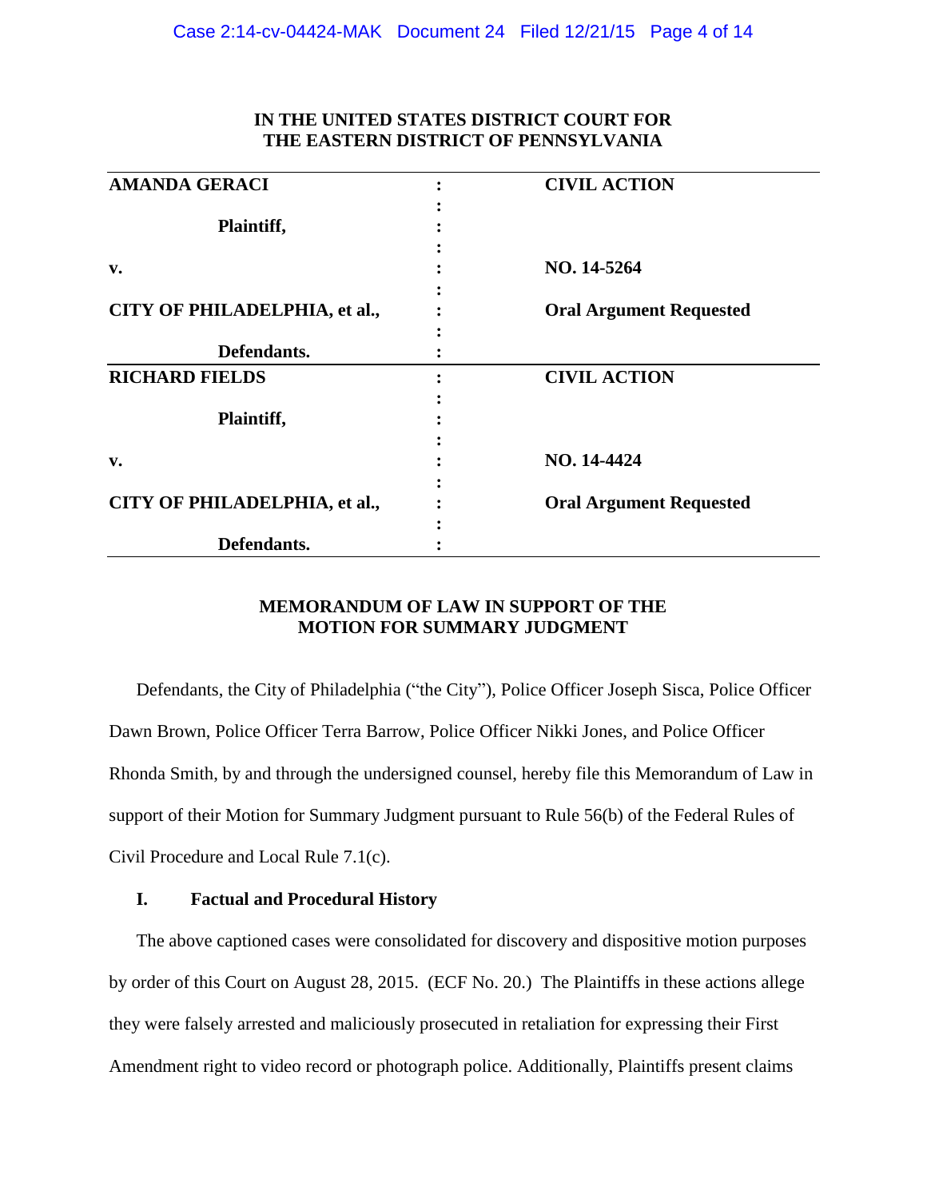**IN THE UNITED STATES DISTRICT COURT FOR THE EASTERN DISTRICT OF PENNSYLVANIA**

| | | |
|---|---|---|
| **AMANDA GERACI** | : | **CIVIL ACTION** |
| **Plaintiff,** | : | |
| **v.** | : | **NO. 14-5264** |
| **CITY OF PHILADELPHIA, et al.,** | : | **Oral Argument Requested** |
| **Defendants.** | : | |
| **RICHARD FIELDS** | : | **CIVIL ACTION** |
| **Plaintiff,** | : | |
| **v.** | : | **NO. 14-4424** |
| **CITY OF PHILADELPHIA, et al.,** | : | **Oral Argument Requested** |
| **Defendants.** | : | |

**MEMORANDUM OF LAW IN SUPPORT OF THE MOTION FOR SUMMARY JUDGMENT**

Defendants, the City of Philadelphia ("the City"), Police Officer Joseph Sisca, Police Officer Dawn Brown, Police Officer Terra Barrow, Police Officer Nikki Jones, and Police Officer Rhonda Smith, by and through the undersigned counsel, hereby file this Memorandum of Law in support of their Motion for Summary Judgment pursuant to Rule 56(b) of the Federal Rules of Civil Procedure and Local Rule 7.1(c).

## I. Factual and Procedural History

The above captioned cases were consolidated for discovery and dispositive motion purposes by order of this Court on August 28, 2015. (ECF No. 20.) The Plaintiffs in these actions allege they were falsely arrested and maliciously prosecuted in retaliation for expressing their First Amendment right to video record or photograph police. Additionally, Plaintiffs present claims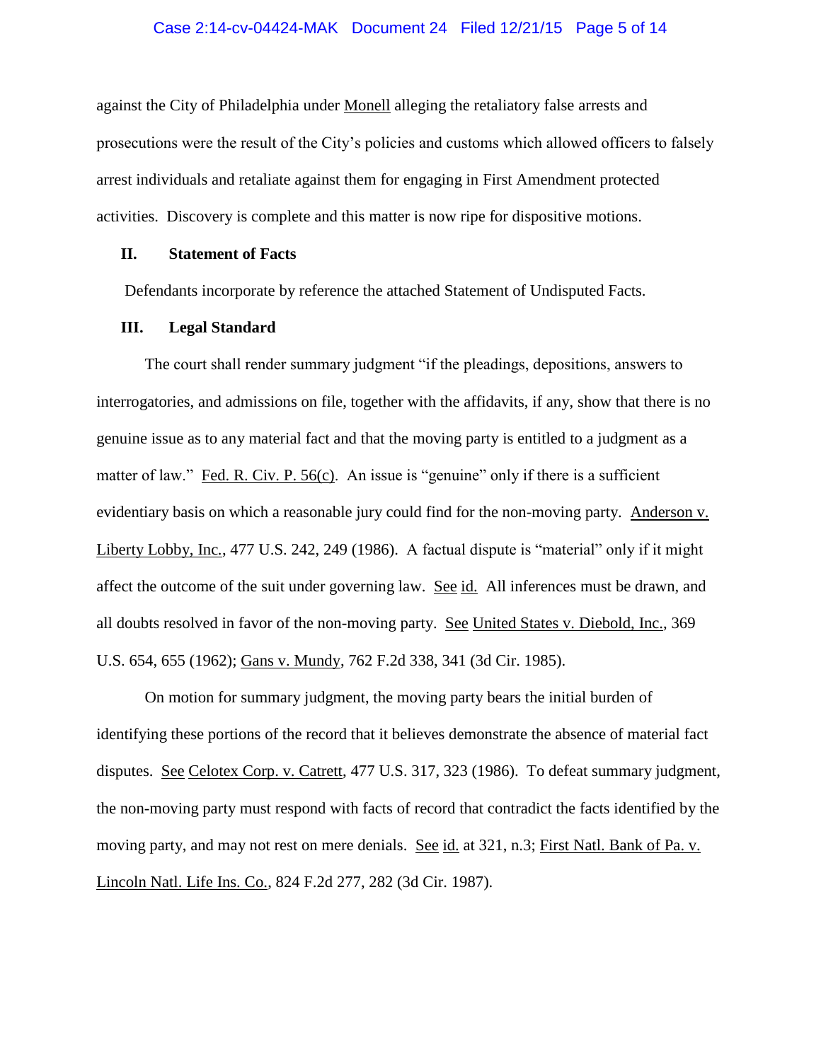against the City of Philadelphia under Monell alleging the retaliatory false arrests and prosecutions were the result of the City's policies and customs which allowed officers to falsely arrest individuals and retaliate against them for engaging in First Amendment protected activities. Discovery is complete and this matter is now ripe for dispositive motions.

## II. Statement of Facts

Defendants incorporate by reference the attached Statement of Undisputed Facts.

## III. Legal Standard

The court shall render summary judgment "if the pleadings, depositions, answers to interrogatories, and admissions on file, together with the affidavits, if any, show that there is no genuine issue as to any material fact and that the moving party is entitled to a judgment as a matter of law." Fed. R. Civ. P. 56(c). An issue is "genuine" only if there is a sufficient evidentiary basis on which a reasonable jury could find for the non-moving party. Anderson v. Liberty Lobby, Inc., 477 U.S. 242, 249 (1986). A factual dispute is "material" only if it might affect the outcome of the suit under governing law. See id. All inferences must be drawn, and all doubts resolved in favor of the non-moving party. See United States v. Diebold, Inc., 369 U.S. 654, 655 (1962); Gans v. Mundy, 762 F.2d 338, 341 (3d Cir. 1985).

On motion for summary judgment, the moving party bears the initial burden of identifying these portions of the record that it believes demonstrate the absence of material fact disputes. See Celotex Corp. v. Catrett, 477 U.S. 317, 323 (1986). To defeat summary judgment, the non-moving party must respond with facts of record that contradict the facts identified by the moving party, and may not rest on mere denials. See id. at 321, n.3; First Natl. Bank of Pa. v. Lincoln Natl. Life Ins. Co., 824 F.2d 277, 282 (3d Cir. 1987).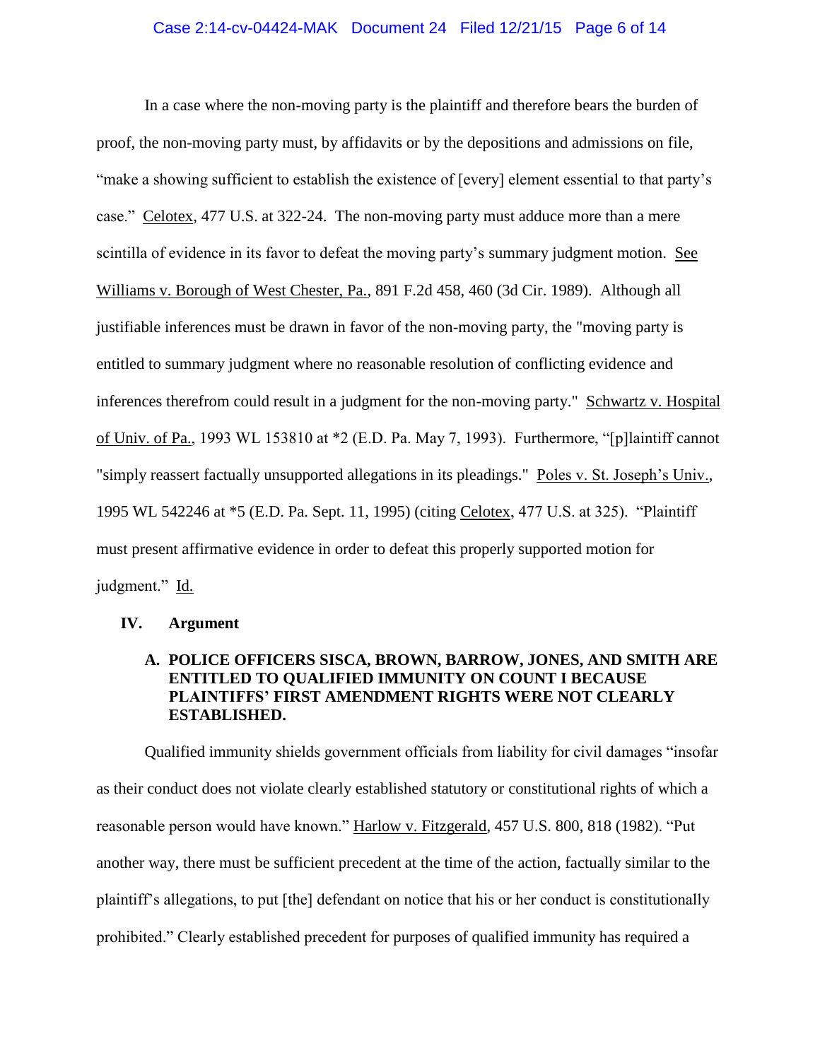In a case where the non-moving party is the plaintiff and therefore bears the burden of proof, the non-moving party must, by affidavits or by the depositions and admissions on file, "make a showing sufficient to establish the existence of [every] element essential to that party's case." Celotex, 477 U.S. at 322-24. The non-moving party must adduce more than a mere scintilla of evidence in its favor to defeat the moving party's summary judgment motion. See Williams v. Borough of West Chester, Pa., 891 F.2d 458, 460 (3d Cir. 1989). Although all justifiable inferences must be drawn in favor of the non-moving party, the "moving party is entitled to summary judgment where no reasonable resolution of conflicting evidence and inferences therefrom could result in a judgment for the non-moving party." Schwartz v. Hospital of Univ. of Pa., 1993 WL 153810 at *2 (E.D. Pa. May 7, 1993). Furthermore, "[p]laintiff cannot "simply reassert factually unsupported allegations in its pleadings." Poles v. St. Joseph's Univ., 1995 WL 542246 at *5 (E.D. Pa. Sept. 11, 1995) (citing Celotex, 477 U.S. at 325). "Plaintiff must present affirmative evidence in order to defeat this properly supported motion for judgment." Id.

## IV. Argument

### A. POLICE OFFICERS SISCA, BROWN, BARROW, JONES, AND SMITH ARE ENTITLED TO QUALIFIED IMMUNITY ON COUNT I BECAUSE PLAINTIFFS' FIRST AMENDMENT RIGHTS WERE NOT CLEARLY ESTABLISHED.

Qualified immunity shields government officials from liability for civil damages "insofar as their conduct does not violate clearly established statutory or constitutional rights of which a reasonable person would have known." Harlow v. Fitzgerald, 457 U.S. 800, 818 (1982). "Put another way, there must be sufficient precedent at the time of the action, factually similar to the plaintiff's allegations, to put [the] defendant on notice that his or her conduct is constitutionally prohibited." Clearly established precedent for purposes of qualified immunity has required a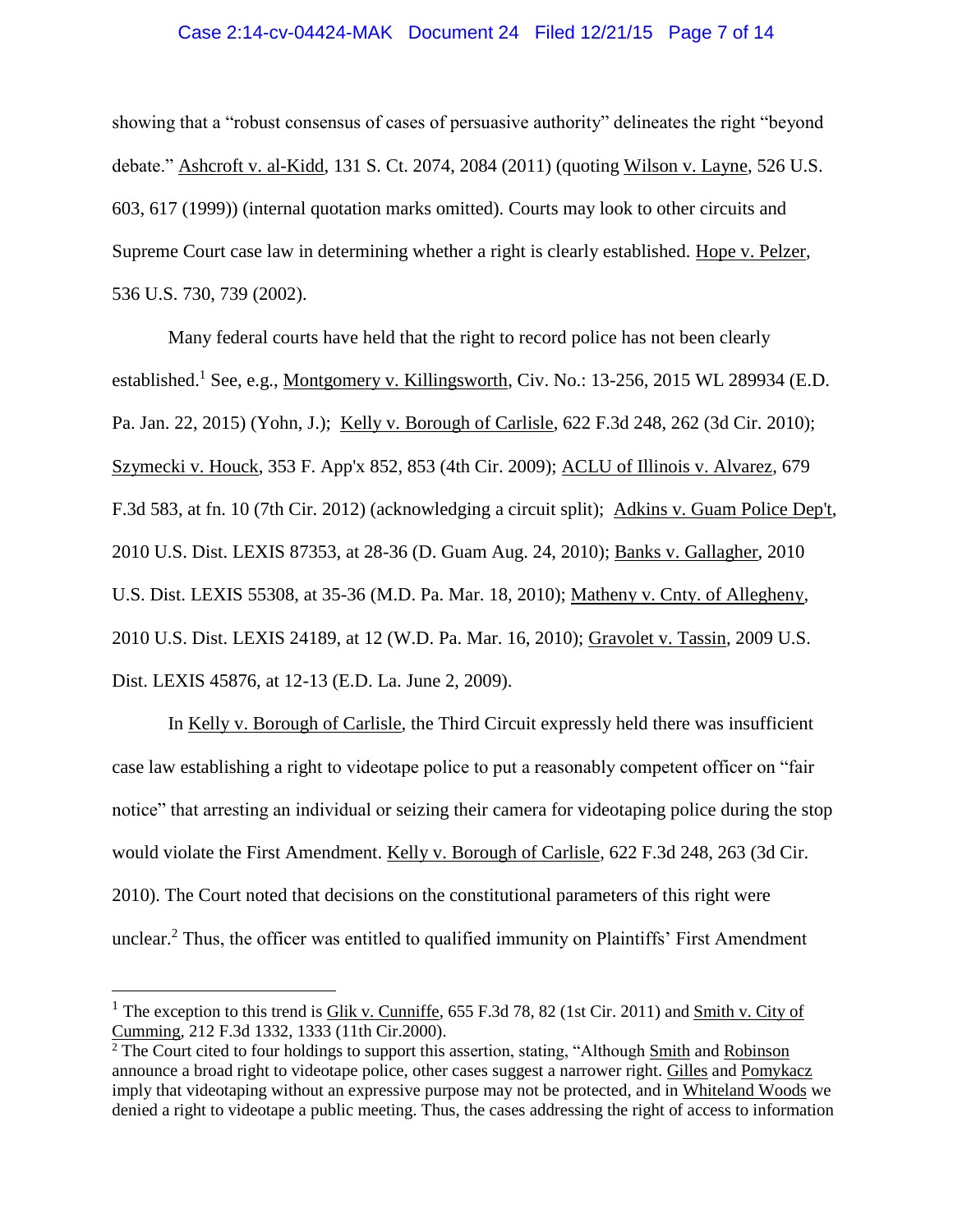showing that a "robust consensus of cases of persuasive authority" delineates the right "beyond debate." Ashcroft v. al-Kidd, 131 S. Ct. 2074, 2084 (2011) (quoting Wilson v. Layne, 526 U.S. 603, 617 (1999)) (internal quotation marks omitted). Courts may look to other circuits and Supreme Court case law in determining whether a right is clearly established. Hope v. Pelzer, 536 U.S. 730, 739 (2002).

Many federal courts have held that the right to record police has not been clearly established.[1] See, e.g., Montgomery v. Killingsworth, Civ. No.: 13-256, 2015 WL 289934 (E.D. Pa. Jan. 22, 2015) (Yohn, J.); Kelly v. Borough of Carlisle, 622 F.3d 248, 262 (3d Cir. 2010); Szymecki v. Houck, 353 F. App'x 852, 853 (4th Cir. 2009); ACLU of Illinois v. Alvarez, 679 F.3d 583, at fn. 10 (7th Cir. 2012) (acknowledging a circuit split); Adkins v. Guam Police Dep't, 2010 U.S. Dist. LEXIS 87353, at 28-36 (D. Guam Aug. 24, 2010); Banks v. Gallagher, 2010 U.S. Dist. LEXIS 55308, at 35-36 (M.D. Pa. Mar. 18, 2010); Matheny v. Cnty. of Allegheny, 2010 U.S. Dist. LEXIS 24189, at 12 (W.D. Pa. Mar. 16, 2010); Gravolet v. Tassin, 2009 U.S. Dist. LEXIS 45876, at 12-13 (E.D. La. June 2, 2009).

In Kelly v. Borough of Carlisle, the Third Circuit expressly held there was insufficient case law establishing a right to videotape police to put a reasonably competent officer on "fair notice" that arresting an individual or seizing their camera for videotaping police during the stop would violate the First Amendment. Kelly v. Borough of Carlisle, 622 F.3d 248, 263 (3d Cir. 2010). The Court noted that decisions on the constitutional parameters of this right were unclear.[2] Thus, the officer was entitled to qualified immunity on Plaintiffs' First Amendment

---

[1] The exception to this trend is Glik v. Cunniffe, 655 F.3d 78, 82 (1st Cir. 2011) and Smith v. City of Cumming, 212 F.3d 1332, 1333 (11th Cir.2000).

[2] The Court cited to four holdings to support this assertion, stating, "Although Smith and Robinson announce a broad right to videotape police, other cases suggest a narrower right. Gilles and Pomykacz imply that videotaping without an expressive purpose may not be protected, and in Whiteland Woods we denied a right to videotape a public meeting. Thus, the cases addressing the right of access to information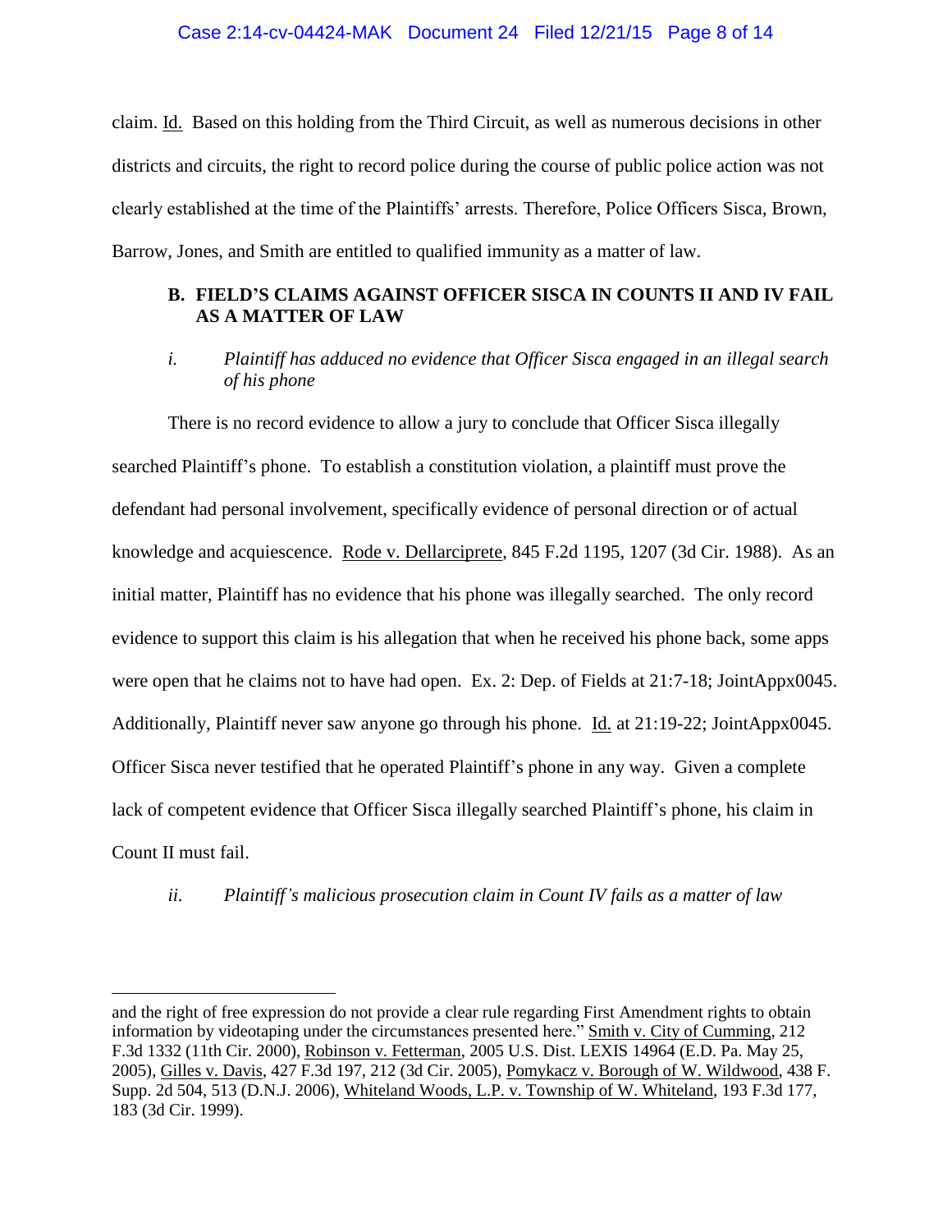claim. Id. Based on this holding from the Third Circuit, as well as numerous decisions in other districts and circuits, the right to record police during the course of public police action was not clearly established at the time of the Plaintiffs' arrests. Therefore, Police Officers Sisca, Brown, Barrow, Jones, and Smith are entitled to qualified immunity as a matter of law.

### B. FIELD'S CLAIMS AGAINST OFFICER SISCA IN COUNTS II AND IV FAIL AS A MATTER OF LAW

*i. Plaintiff has adduced no evidence that Officer Sisca engaged in an illegal search of his phone*

There is no record evidence to allow a jury to conclude that Officer Sisca illegally searched Plaintiff's phone. To establish a constitution violation, a plaintiff must prove the defendant had personal involvement, specifically evidence of personal direction or of actual knowledge and acquiescence. Rode v. Dellarciprete, 845 F.2d 1195, 1207 (3d Cir. 1988). As an initial matter, Plaintiff has no evidence that his phone was illegally searched. The only record evidence to support this claim is his allegation that when he received his phone back, some apps were open that he claims not to have had open. Ex. 2: Dep. of Fields at 21:7-18; JointAppx0045. Additionally, Plaintiff never saw anyone go through his phone. Id. at 21:19-22; JointAppx0045. Officer Sisca never testified that he operated Plaintiff's phone in any way. Given a complete lack of competent evidence that Officer Sisca illegally searched Plaintiff's phone, his claim in Count II must fail.

*ii. Plaintiff's malicious prosecution claim in Count IV fails as a matter of law*

---

and the right of free expression do not provide a clear rule regarding First Amendment rights to obtain information by videotaping under the circumstances presented here." Smith v. City of Cumming, 212 F.3d 1332 (11th Cir. 2000), Robinson v. Fetterman, 2005 U.S. Dist. LEXIS 14964 (E.D. Pa. May 25, 2005), Gilles v. Davis, 427 F.3d 197, 212 (3d Cir. 2005), Pomykacz v. Borough of W. Wildwood, 438 F. Supp. 2d 504, 513 (D.N.J. 2006), Whiteland Woods, L.P. v. Township of W. Whiteland, 193 F.3d 177, 183 (3d Cir. 1999).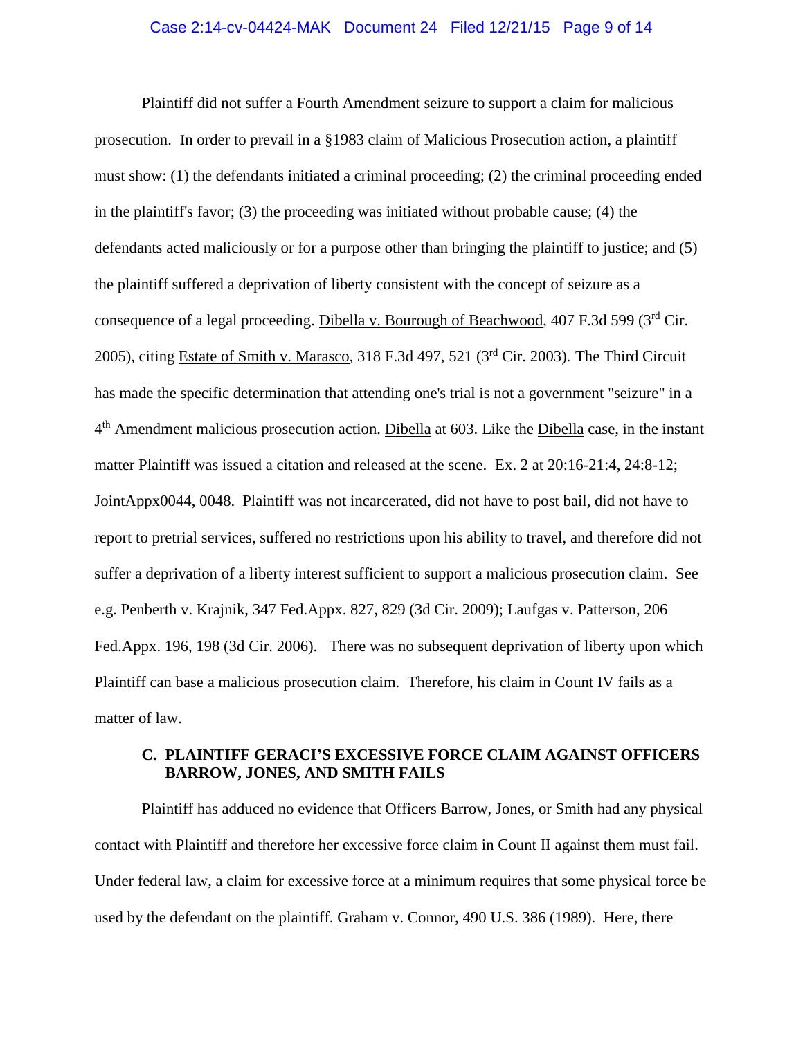Plaintiff did not suffer a Fourth Amendment seizure to support a claim for malicious prosecution. In order to prevail in a §1983 claim of Malicious Prosecution action, a plaintiff must show: (1) the defendants initiated a criminal proceeding; (2) the criminal proceeding ended in the plaintiff's favor; (3) the proceeding was initiated without probable cause; (4) the defendants acted maliciously or for a purpose other than bringing the plaintiff to justice; and (5) the plaintiff suffered a deprivation of liberty consistent with the concept of seizure as a consequence of a legal proceeding. Dibella v. Bourough of Beachwood, 407 F.3d 599 (3rd Cir. 2005), citing Estate of Smith v. Marasco, 318 F.3d 497, 521 (3rd Cir. 2003). The Third Circuit has made the specific determination that attending one's trial is not a government "seizure" in a 4th Amendment malicious prosecution action. Dibella at 603. Like the Dibella case, in the instant matter Plaintiff was issued a citation and released at the scene. Ex. 2 at 20:16-21:4, 24:8-12; JointAppx0044, 0048. Plaintiff was not incarcerated, did not have to post bail, did not have to report to pretrial services, suffered no restrictions upon his ability to travel, and therefore did not suffer a deprivation of a liberty interest sufficient to support a malicious prosecution claim. See e.g. Penberth v. Krajnik, 347 Fed.Appx. 827, 829 (3d Cir. 2009); Laufgas v. Patterson, 206 Fed.Appx. 196, 198 (3d Cir. 2006). There was no subsequent deprivation of liberty upon which Plaintiff can base a malicious prosecution claim. Therefore, his claim in Count IV fails as a matter of law.

### C. PLAINTIFF GERACI'S EXCESSIVE FORCE CLAIM AGAINST OFFICERS BARROW, JONES, AND SMITH FAILS

Plaintiff has adduced no evidence that Officers Barrow, Jones, or Smith had any physical contact with Plaintiff and therefore her excessive force claim in Count II against them must fail. Under federal law, a claim for excessive force at a minimum requires that some physical force be used by the defendant on the plaintiff. Graham v. Connor, 490 U.S. 386 (1989). Here, there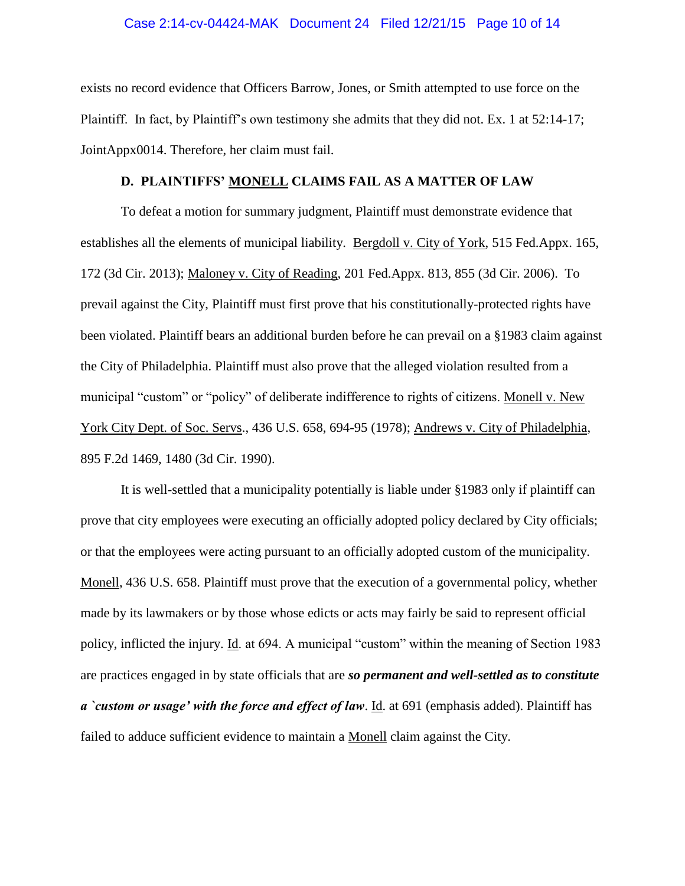exists no record evidence that Officers Barrow, Jones, or Smith attempted to use force on the Plaintiff. In fact, by Plaintiff's own testimony she admits that they did not. Ex. 1 at 52:14-17; JointAppx0014. Therefore, her claim must fail.

### D. PLAINTIFFS' MONELL CLAIMS FAIL AS A MATTER OF LAW

To defeat a motion for summary judgment, Plaintiff must demonstrate evidence that establishes all the elements of municipal liability. Bergdoll v. City of York, 515 Fed.Appx. 165, 172 (3d Cir. 2013); Maloney v. City of Reading, 201 Fed.Appx. 813, 855 (3d Cir. 2006). To prevail against the City, Plaintiff must first prove that his constitutionally-protected rights have been violated. Plaintiff bears an additional burden before he can prevail on a §1983 claim against the City of Philadelphia. Plaintiff must also prove that the alleged violation resulted from a municipal "custom" or "policy" of deliberate indifference to rights of citizens. Monell v. New York City Dept. of Soc. Servs., 436 U.S. 658, 694-95 (1978); Andrews v. City of Philadelphia, 895 F.2d 1469, 1480 (3d Cir. 1990).

It is well-settled that a municipality potentially is liable under §1983 only if plaintiff can prove that city employees were executing an officially adopted policy declared by City officials; or that the employees were acting pursuant to an officially adopted custom of the municipality. Monell, 436 U.S. 658. Plaintiff must prove that the execution of a governmental policy, whether made by its lawmakers or by those whose edicts or acts may fairly be said to represent official policy, inflicted the injury. Id. at 694. A municipal "custom" within the meaning of Section 1983 are practices engaged in by state officials that are ***so permanent and well-settled as to constitute a `custom or usage' with the force and effect of law***. Id. at 691 (emphasis added). Plaintiff has failed to adduce sufficient evidence to maintain a Monell claim against the City.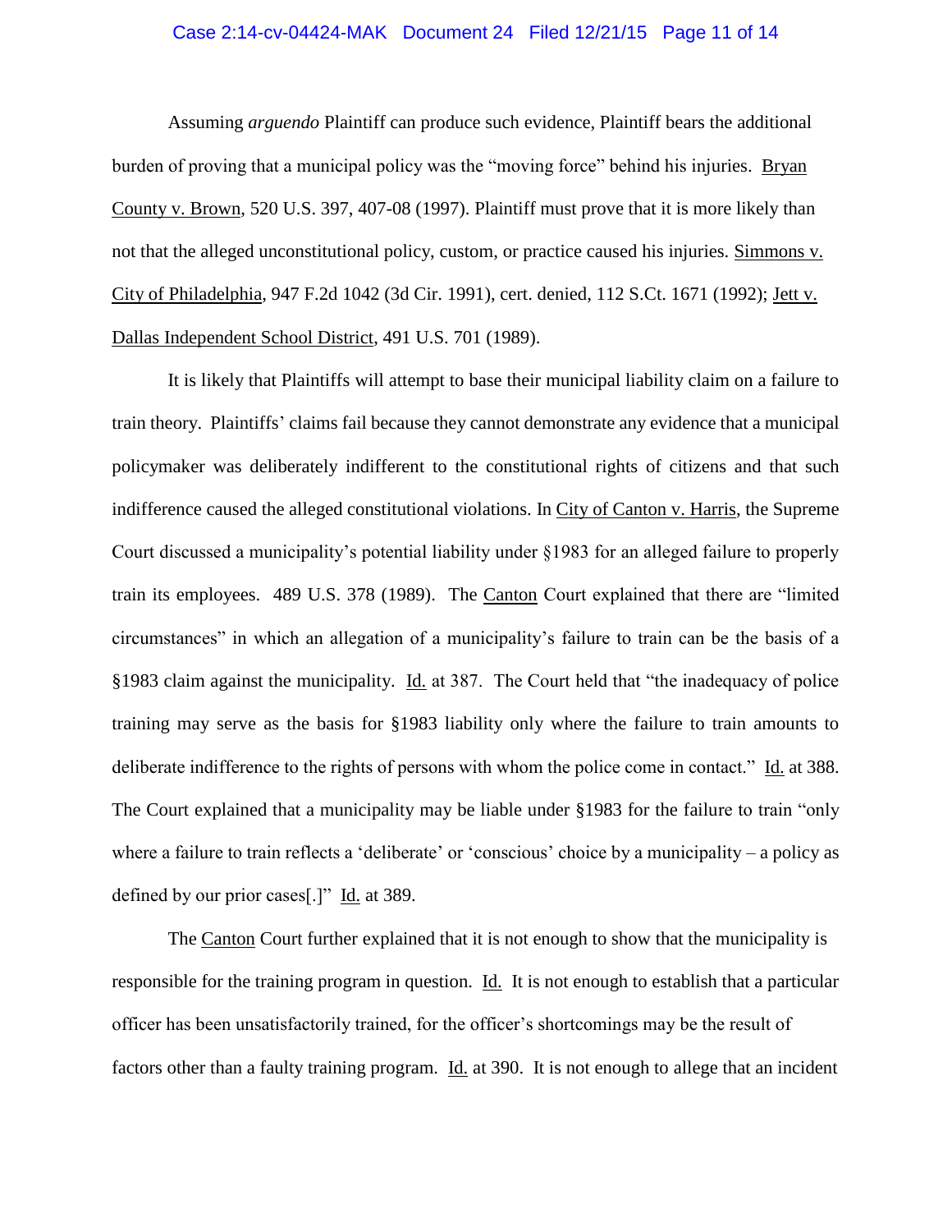Assuming *arguendo* Plaintiff can produce such evidence, Plaintiff bears the additional burden of proving that a municipal policy was the "moving force" behind his injuries. Bryan County v. Brown, 520 U.S. 397, 407-08 (1997). Plaintiff must prove that it is more likely than not that the alleged unconstitutional policy, custom, or practice caused his injuries. Simmons v. City of Philadelphia, 947 F.2d 1042 (3d Cir. 1991), cert. denied, 112 S.Ct. 1671 (1992); Jett v. Dallas Independent School District, 491 U.S. 701 (1989).

It is likely that Plaintiffs will attempt to base their municipal liability claim on a failure to train theory. Plaintiffs' claims fail because they cannot demonstrate any evidence that a municipal policymaker was deliberately indifferent to the constitutional rights of citizens and that such indifference caused the alleged constitutional violations. In City of Canton v. Harris, the Supreme Court discussed a municipality's potential liability under §1983 for an alleged failure to properly train its employees. 489 U.S. 378 (1989). The Canton Court explained that there are "limited circumstances" in which an allegation of a municipality's failure to train can be the basis of a §1983 claim against the municipality. Id. at 387. The Court held that "the inadequacy of police training may serve as the basis for §1983 liability only where the failure to train amounts to deliberate indifference to the rights of persons with whom the police come in contact." Id. at 388. The Court explained that a municipality may be liable under §1983 for the failure to train "only where a failure to train reflects a 'deliberate' or 'conscious' choice by a municipality – a policy as defined by our prior cases[.]" Id. at 389.

The Canton Court further explained that it is not enough to show that the municipality is responsible for the training program in question. Id. It is not enough to establish that a particular officer has been unsatisfactorily trained, for the officer's shortcomings may be the result of factors other than a faulty training program. Id. at 390. It is not enough to allege that an incident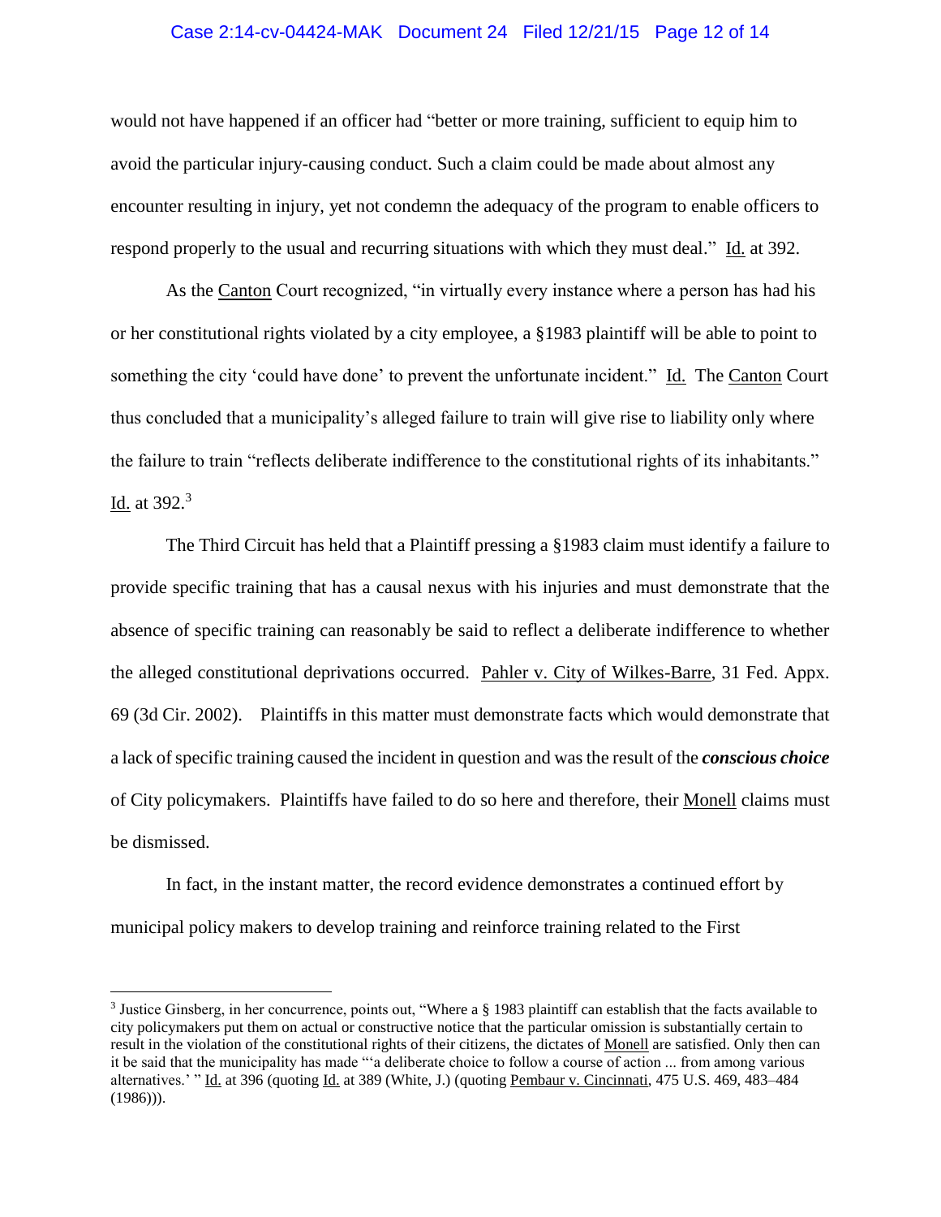would not have happened if an officer had "better or more training, sufficient to equip him to avoid the particular injury-causing conduct. Such a claim could be made about almost any encounter resulting in injury, yet not condemn the adequacy of the program to enable officers to respond properly to the usual and recurring situations with which they must deal." Id. at 392.

As the Canton Court recognized, "in virtually every instance where a person has had his or her constitutional rights violated by a city employee, a §1983 plaintiff will be able to point to something the city 'could have done' to prevent the unfortunate incident." Id. The Canton Court thus concluded that a municipality's alleged failure to train will give rise to liability only where the failure to train "reflects deliberate indifference to the constitutional rights of its inhabitants." Id. at 392.[3]

The Third Circuit has held that a Plaintiff pressing a §1983 claim must identify a failure to provide specific training that has a causal nexus with his injuries and must demonstrate that the absence of specific training can reasonably be said to reflect a deliberate indifference to whether the alleged constitutional deprivations occurred. Pahler v. City of Wilkes-Barre, 31 Fed. Appx. 69 (3d Cir. 2002). Plaintiffs in this matter must demonstrate facts which would demonstrate that a lack of specific training caused the incident in question and was the result of the ***conscious choice*** of City policymakers. Plaintiffs have failed to do so here and therefore, their Monell claims must be dismissed.

In fact, in the instant matter, the record evidence demonstrates a continued effort by municipal policy makers to develop training and reinforce training related to the First

[3] Justice Ginsberg, in her concurrence, points out, "Where a § 1983 plaintiff can establish that the facts available to city policymakers put them on actual or constructive notice that the particular omission is substantially certain to result in the violation of the constitutional rights of their citizens, the dictates of Monell are satisfied. Only then can it be said that the municipality has made "'a deliberate choice to follow a course of action ... from among various alternatives.' " Id. at 396 (quoting Id. at 389 (White, J.) (quoting Pembaur v. Cincinnati, 475 U.S. 469, 483–484 (1986))).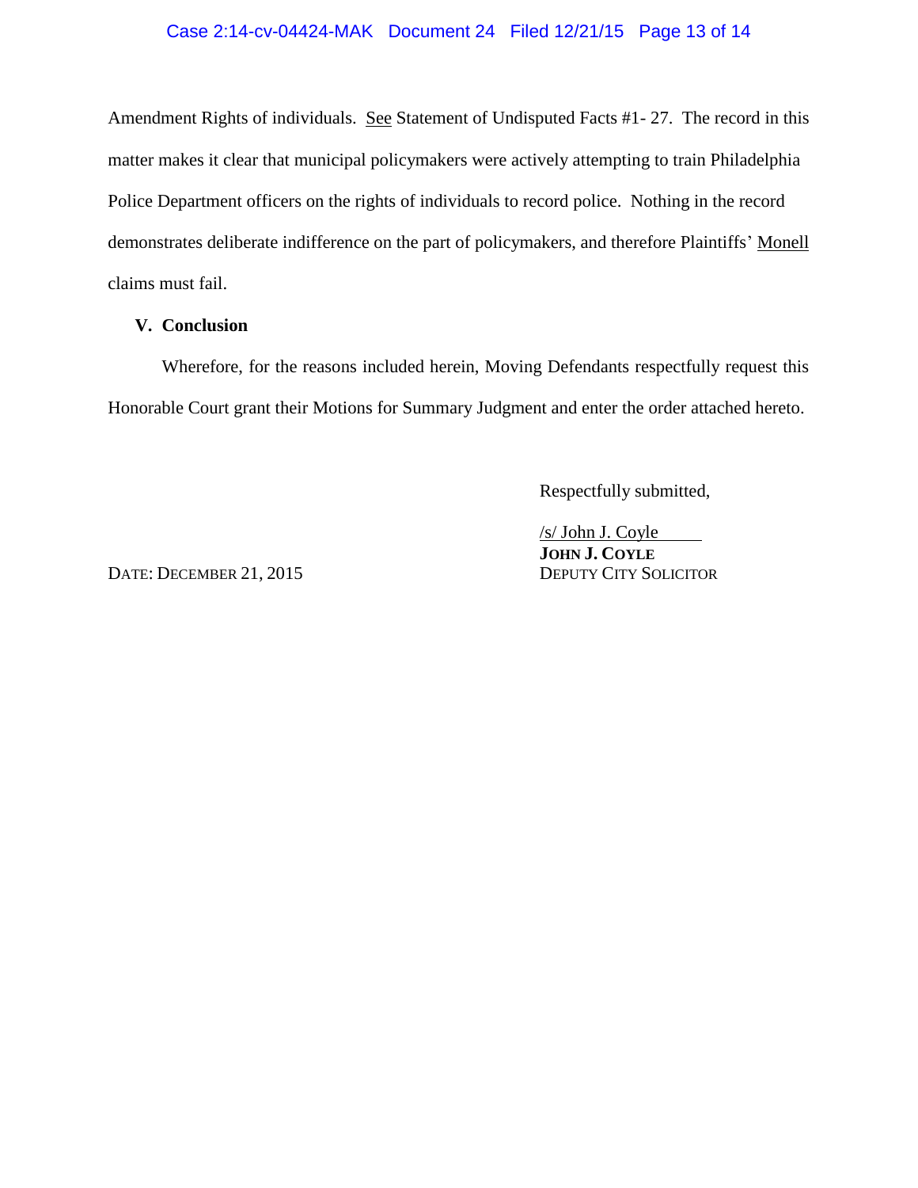Amendment Rights of individuals. See Statement of Undisputed Facts #1- 27. The record in this matter makes it clear that municipal policymakers were actively attempting to train Philadelphia Police Department officers on the rights of individuals to record police. Nothing in the record demonstrates deliberate indifference on the part of policymakers, and therefore Plaintiffs' Monell claims must fail.

## V. Conclusion

Wherefore, for the reasons included herein, Moving Defendants respectfully request this Honorable Court grant their Motions for Summary Judgment and enter the order attached hereto.

Respectfully submitted,

/s/ John J. Coyle
**JOHN J. COYLE**
DEPUTY CITY SOLICITOR

DATE: DECEMBER 21, 2015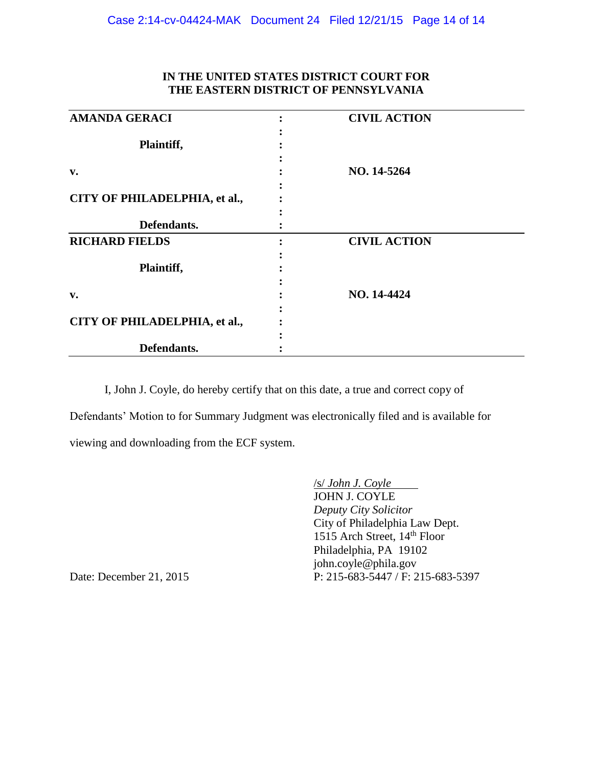**IN THE UNITED STATES DISTRICT COURT FOR THE EASTERN DISTRICT OF PENNSYLVANIA**

| | | |
|---|---|---|
| **AMANDA GERACI** | : | **CIVIL ACTION** |
| **Plaintiff,** | : | |
| **v.** | : | **NO. 14-5264** |
| **CITY OF PHILADELPHIA, et al.,** | : | |
| **Defendants.** | : | |
| **RICHARD FIELDS** | : | **CIVIL ACTION** |
| **Plaintiff,** | : | |
| **v.** | : | **NO. 14-4424** |
| **CITY OF PHILADELPHIA, et al.,** | : | |
| **Defendants.** | : | |

I, John J. Coyle, do hereby certify that on this date, a true and correct copy of Defendants' Motion to for Summary Judgment was electronically filed and is available for viewing and downloading from the ECF system.

/s/ *John J. Coyle*
JOHN J. COYLE
*Deputy City Solicitor*
City of Philadelphia Law Dept.
1515 Arch Street, 14th Floor
Philadelphia, PA 19102
john.coyle@phila.gov
P: 215-683-5447 / F: 215-683-5397

Date: December 21, 2015